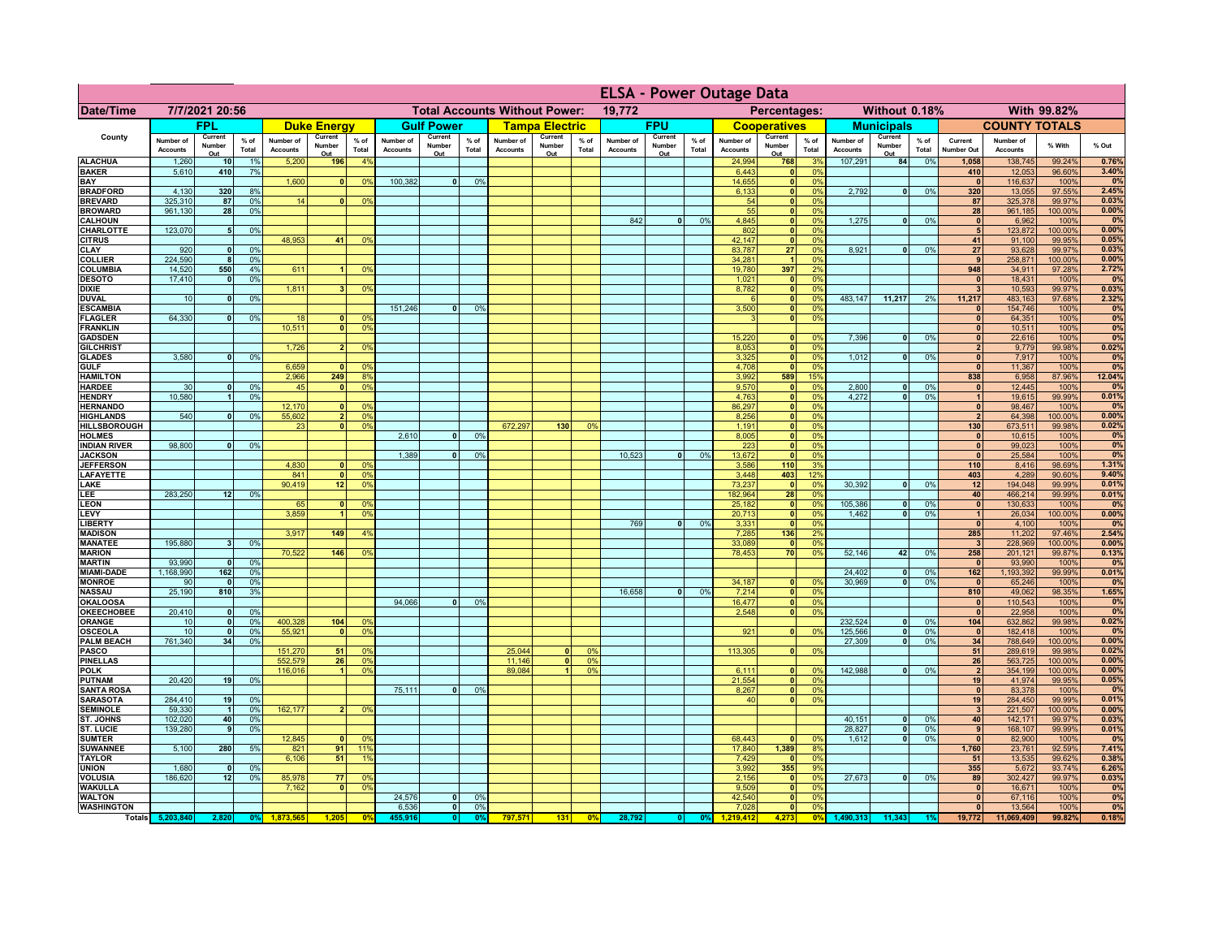# ELSA - Power Outage Data

| Date/Time | 7/7/2021 20:56 | | | | | Total Accounts Without Power: | | | | 19,772 | | | | Percentages: | | | Without 0.18% | | | | With 99.82% | | | |
|---|---|---|---|---|---|---|---|---|---|---|---|---|---|---|---|---|---|---|---|---|---|---|---|---|
| | FPL | | | Duke Energy | | | Gulf Power | | | Tampa Electric | | | FPU | | | Cooperatives | | | Municipals | | | COUNTY TOTALS | | | |
| County | Number of Accounts | Current Number Out | % of Total | Number of Accounts | Current Number Out | % of Total | Number of Accounts | Current Number Out | % of Total | Number of Accounts | Current Number Out | % of Total | Number of Accounts | Current Number Out | % of Total | Number of Accounts | Current Number Out | % of Total | Number of Accounts | Current Number Out | % of Total | Current Number Out | Number of Accounts | % With | % Out |
| ALACHUA | 1,260 | 10 | 1% | 5,200 | 196 | 4% | | | | | | | | | | 24,994 | 768 | 3% | 107,291 | 84 | 0% | 1,058 | 138,745 | 99.24% | 0.76% |
| BAKER | 5,610 | 410 | 7% | | | | | | | | | | | | | 6,443 | 0 | 0% | | | | 410 | 12,053 | 96.60% | 3.40% |
| BAY | | | | 1,600 | 0 | 0% | 100,382 | 0 | 0% | | | | | | | 14,655 | 0 | 0% | | | | 0 | 116,637 | 100% | 0% |
| BRADFORD | 4,130 | 320 | 8% | | | | | | | | | | | | | 6,133 | 0 | 0% | 2,792 | 0 | 0% | 320 | 13,055 | 97.55% | 2.45% |
| BREVARD | 325,310 | 87 | 0% | 14 | 0 | 0% | | | | | | | | | | 54 | 0 | 0% | | | | 87 | 325,378 | 99.97% | 0.03% |
| BROWARD | 961,130 | 28 | 0% | | | | | | | | | | | | | 55 | 0 | 0% | | | | 28 | 961,185 | 100.00% | 0.00% |
| CALHOUN | | | | | | | | | | | | | 842 | 0 | 0% | 4,845 | 0 | 0% | 1,275 | 0 | 0% | 0 | 6,962 | 100% | 0% |
| CHARLOTTE | 123,070 | 5 | 0% | | | | | | | | | | | | | 802 | 0 | 0% | | | | 5 | 123,872 | 100.00% | 0.00% |
| CITRUS | | | | 48,953 | 41 | 0% | | | | | | | | | | 42,147 | 0 | 0% | | | | 41 | 91,100 | 99.95% | 0.05% |
| CLAY | 920 | 0 | 0% | | | | | | | | | | | | | 83,787 | 27 | 0% | 8,921 | 0 | 0% | 27 | 93,628 | 99.97% | 0.03% |
| COLLIER | 224,590 | 8 | 0% | | | | | | | | | | | | | 34,281 | 1 | 0% | | | | 9 | 258,871 | 100.00% | 0.00% |
| COLUMBIA | 14,520 | 550 | 4% | 611 | 1 | 0% | | | | | | | | | | 19,780 | 397 | 2% | | | | 948 | 34,911 | 97.28% | 2.72% |
| DESOTO | 17,410 | 0 | 0% | | | | | | | | | | | | | 1,021 | 0 | 0% | | | | 0 | 18,431 | 100% | 0% |
| DIXIE | | | | 1,811 | 3 | 0% | | | | | | | | | | 8,782 | 0 | 0% | | | | 3 | 10,593 | 99.97% | 0.03% |
| DUVAL | 10 | 0 | 0% | | | | | | | | | | | | | 6 | 0 | 0% | 483,147 | 11,217 | 2% | 11,217 | 483,163 | 97.68% | 2.32% |
| ESCAMBIA | | | | | | | 151,246 | 0 | 0% | | | | | | | 3,500 | 0 | 0% | | | | 0 | 154,746 | 100% | 0% |
| FLAGLER | 64,330 | 0 | 0% | 18 | 0 | 0% | | | | | | | | | | 3 | 0 | 0% | | | | 0 | 64,351 | 100% | 0% |
| FRANKLIN | | | | 10,511 | 0 | 0% | | | | | | | | | | | | | | | | 0 | 10,511 | 100% | 0% |
| GADSDEN | | | | | | | | | | | | | | | | 15,220 | 0 | 0% | 7,396 | 0 | 0% | 0 | 22,616 | 100% | 0% |
| GILCHRIST | | | | 1,726 | 2 | 0% | | | | | | | | | | 8,053 | 0 | 0% | | | | 2 | 9,779 | 99.98% | 0.02% |
| GLADES | 3,580 | 0 | 0% | | | | | | | | | | | | | 3,325 | 0 | 0% | 1,012 | 0 | 0% | 0 | 7,917 | 100% | 0% |
| GULF | | | | 6,659 | 0 | 0% | | | | | | | | | | 4,708 | 0 | 0% | | | | 0 | 11,367 | 100% | 0% |
| HAMILTON | | | | 2,966 | 249 | 8% | | | | | | | | | | 3,992 | 589 | 15% | | | | 838 | 6,958 | 87.96% | 12.04% |
| HARDEE | 30 | 0 | 0% | 45 | 0 | 0% | | | | | | | | | | 9,570 | 0 | 0% | 2,800 | 0 | 0% | 0 | 12,445 | 100% | 0% |
| HENDRY | 10,580 | 1 | 0% | | | | | | | | | | | | | 4,763 | 0 | 0% | 4,272 | 0 | 0% | 1 | 19,615 | 99.99% | 0.01% |
| HERNANDO | | | | 12,170 | 0 | 0% | | | | | | | | | | 86,297 | 0 | 0% | | | | 0 | 98,467 | 100% | 0% |
| HIGHLANDS | 540 | 0 | 0% | 55,602 | 2 | 0% | | | | | | | | | | 8,256 | 0 | 0% | | | | 2 | 64,398 | 100.00% | 0.00% |
| HILLSBOROUGH | | | | 23 | 0 | 0% | | | | 672,297 | 130 | 0% | | | | 1,191 | 0 | 0% | | | | 130 | 673,511 | 99.98% | 0.02% |
| HOLMES | | | | | | | 2,610 | 0 | 0% | | | | | | | 8,005 | 0 | 0% | | | | 0 | 10,615 | 100% | 0% |
| INDIAN RIVER | 98,800 | 0 | 0% | | | | | | | | | | | | | 223 | 0 | 0% | | | | 0 | 99,023 | 100% | 0% |
| JACKSON | | | | | | | 1,389 | 0 | 0% | | | | 10,523 | 0 | 0% | 13,672 | 0 | 0% | | | | 0 | 25,584 | 100% | 0% |
| JEFFERSON | | | | 4,830 | 0 | 0% | | | | | | | | | | 3,586 | 110 | 3% | | | | 110 | 8,416 | 98.69% | 1.31% |
| LAFAYETTE | | | | 841 | 0 | 0% | | | | | | | | | | 3,448 | 403 | 12% | | | | 403 | 4,289 | 90.60% | 9.40% |
| LAKE | | | | 90,419 | 12 | 0% | | | | | | | | | | 73,237 | 0 | 0% | 30,392 | 0 | 0% | 12 | 194,048 | 99.99% | 0.01% |
| LEE | 283,250 | 12 | 0% | | | | | | | | | | | | | 182,964 | 28 | 0% | | | | 40 | 466,214 | 99.99% | 0.01% |
| LEON | | | | 65 | 0 | 0% | | | | | | | | | | 25,182 | 0 | 0% | 105,386 | 0 | 0% | 0 | 130,633 | 100% | 0% |
| LEVY | | | | 3,859 | 1 | 0% | | | | | | | | | | 20,713 | 0 | 0% | 1,462 | 0 | 0% | 1 | 26,034 | 100.00% | 0.00% |
| LIBERTY | | | | | | | | | | | | | 769 | 0 | 0% | 3,331 | 0 | 0% | | | | 0 | 4,100 | 100% | 0% |
| MADISON | | | | 3,917 | 149 | 4% | | | | | | | | | | 7,285 | 136 | 2% | | | | 285 | 11,202 | 97.46% | 2.54% |
| MANATEE | 195,880 | 3 | 0% | | | | | | | | | | | | | 33,089 | 0 | 0% | | | | 3 | 228,969 | 100.00% | 0.00% |
| MARION | | | | 70,522 | 146 | 0% | | | | | | | | | | 78,453 | 70 | 0% | 52,146 | 42 | 0% | 258 | 201,121 | 99.87% | 0.13% |
| MARTIN | 93,990 | 0 | 0% | | | | | | | | | | | | | | | | | | | 0 | 93,990 | 100% | 0% |
| MIAMI-DADE | 1,168,990 | 162 | 0% | | | | | | | | | | | | | | | | 24,402 | 0 | 0% | 162 | 1,193,392 | 99.99% | 0.01% |
| MONROE | 90 | 0 | 0% | | | | | | | | | | | | | 34,187 | 0 | 0% | 30,969 | 0 | 0% | 0 | 65,246 | 100% | 0% |
| NASSAU | 25,190 | 810 | 3% | | | | | | | | | | 16,658 | 0 | 0% | 7,214 | 0 | 0% | | | | 810 | 49,062 | 98.35% | 1.65% |
| OKALOOSA | | | | | | | 94,066 | 0 | 0% | | | | | | | 16,477 | 0 | 0% | | | | 0 | 110,543 | 100% | 0% |
| OKEECHOBEE | 20,410 | 0 | 0% | | | | | | | | | | | | | 2,548 | 0 | 0% | | | | 0 | 22,958 | 100% | 0% |
| ORANGE | 10 | 0 | 0% | 400,328 | 104 | 0% | | | | | | | | | | | | | 232,524 | 0 | 0% | 104 | 632,862 | 99.98% | 0.02% |
| OSCEOLA | 10 | 0 | 0% | 55,921 | 0 | 0% | | | | | | | | | | 921 | 0 | 0% | 125,566 | 0 | 0% | 0 | 182,418 | 100% | 0% |
| PALM BEACH | 761,340 | 34 | 0% | | | | | | | | | | | | | | | | 27,309 | 0 | 0% | 34 | 788,649 | 100.00% | 0.00% |
| PASCO | | | | 151,270 | 51 | 0% | | | | 25,044 | 0 | 0% | | | | 113,305 | 0 | 0% | | | | 51 | 289,619 | 99.98% | 0.02% |
| PINELLAS | | | | 552,579 | 26 | 0% | | | | 11,146 | 0 | 0% | | | | | | | | | | 26 | 563,725 | 100.00% | 0.00% |
| POLK | | | | 116,016 | 1 | 0% | | | | 89,084 | 1 | 0% | | | | 6,111 | 0 | 0% | 142,988 | 0 | 0% | 2 | 354,199 | 100.00% | 0.00% |
| PUTNAM | 20,420 | 19 | 0% | | | | | | | | | | | | | 21,554 | 0 | 0% | | | | 19 | 41,974 | 99.95% | 0.05% |
| SANTA ROSA | | | | | | | 75,111 | 0 | 0% | | | | | | | 8,267 | 0 | 0% | | | | 0 | 83,378 | 100% | 0% |
| SARASOTA | 284,410 | 19 | 0% | | | | | | | | | | | | | 40 | 0 | 0% | | | | 19 | 284,450 | 99.99% | 0.01% |
| SEMINOLE | 59,330 | 1 | 0% | 162,177 | 2 | 0% | | | | | | | | | | | | | | | | 3 | 221,507 | 100.00% | 0.00% |
| ST. JOHNS | 102,020 | 40 | 0% | | | | | | | | | | | | | | | | 40,151 | 0 | 0% | 40 | 142,171 | 99.97% | 0.03% |
| ST. LUCIE | 139,280 | 9 | 0% | | | | | | | | | | | | | | | | 28,827 | 0 | 0% | 9 | 168,107 | 99.99% | 0.01% |
| SUMTER | | | | 12,845 | 0 | 0% | | | | | | | | | | 68,443 | 0 | 0% | 1,612 | 0 | 0% | 0 | 82,900 | 100% | 0% |
| SUWANNEE | 5,100 | 280 | 5% | 821 | 91 | 11% | | | | | | | | | | 17,840 | 1,389 | 8% | | | | 1,760 | 23,761 | 92.59% | 7.41% |
| TAYLOR | | | | 6,106 | 51 | 1% | | | | | | | | | | 7,429 | 0 | 0% | | | | 51 | 13,535 | 99.62% | 0.38% |
| UNION | 1,680 | 0 | 0% | | | | | | | | | | | | | 3,992 | 355 | 9% | | | | 355 | 5,672 | 93.74% | 6.26% |
| VOLUSIA | 186,620 | 12 | 0% | 85,978 | 77 | 0% | | | | | | | | | | 2,156 | 0 | 0% | 27,673 | 0 | 0% | 89 | 302,427 | 99.97% | 0.03% |
| WAKULLA | | | | 7,162 | 0 | 0% | | | | | | | | | | 9,509 | 0 | 0% | | | | 0 | 16,671 | 100% | 0% |
| WALTON | | | | | | | 24,576 | 0 | 0% | | | | | | | 42,540 | 0 | 0% | | | | 0 | 67,116 | 100% | 0% |
| WASHINGTON | | | | | | | 6,536 | 0 | 0% | | | | | | | 7,028 | 0 | 0% | | | | 0 | 13,564 | 100% | 0% |
| Totals | 5,203,840 | 2,820 | 0% | 1,873,565 | 1,205 | 0% | 455,916 | 0 | 0% | 797,571 | 131 | 0% | 28,792 | 0 | 0% | 1,219,412 | 4,273 | 0% | 1,490,313 | 11,343 | 1% | 19,772 | 11,069,409 | 99.82% | 0.18% |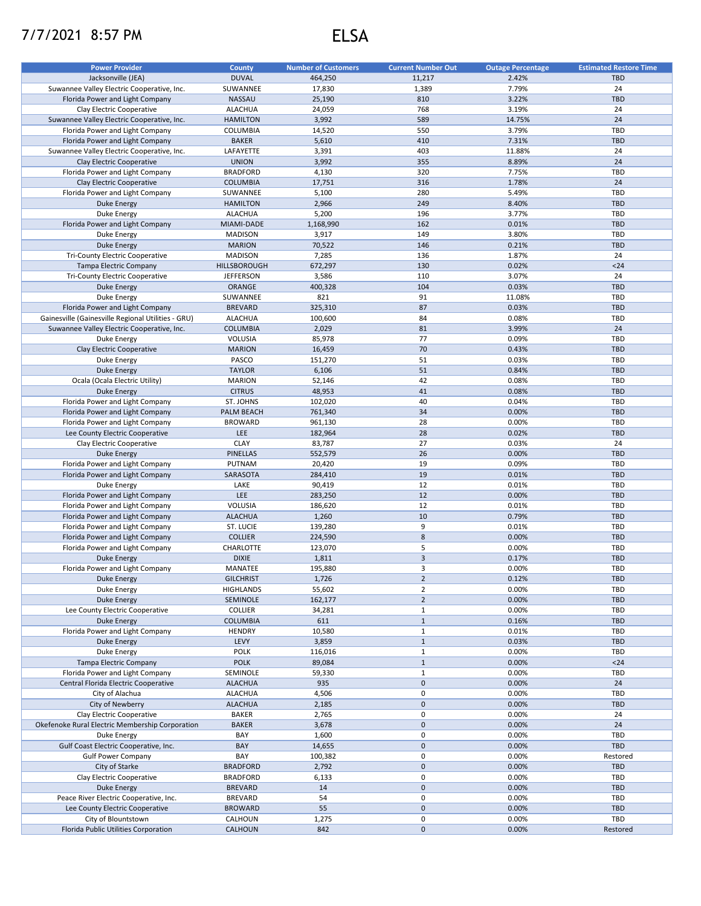7/7/2021 8:57 PM

# ELSA

| Power Provider | County | Number of Customers | Current Number Out | Outage Percentage | Estimated Restore Time |
|---|---|---|---|---|---|
| Jacksonville (JEA) | DUVAL | 464,250 | 11,217 | 2.42% | TBD |
| Suwannee Valley Electric Cooperative, Inc. | SUWANNEE | 17,830 | 1,389 | 7.79% | 24 |
| Florida Power and Light Company | NASSAU | 25,190 | 810 | 3.22% | TBD |
| Clay Electric Cooperative | ALACHUA | 24,059 | 768 | 3.19% | 24 |
| Suwannee Valley Electric Cooperative, Inc. | HAMILTON | 3,992 | 589 | 14.75% | 24 |
| Florida Power and Light Company | COLUMBIA | 14,520 | 550 | 3.79% | TBD |
| Florida Power and Light Company | BAKER | 5,610 | 410 | 7.31% | TBD |
| Suwannee Valley Electric Cooperative, Inc. | LAFAYETTE | 3,391 | 403 | 11.88% | 24 |
| Clay Electric Cooperative | UNION | 3,992 | 355 | 8.89% | 24 |
| Florida Power and Light Company | BRADFORD | 4,130 | 320 | 7.75% | TBD |
| Clay Electric Cooperative | COLUMBIA | 17,751 | 316 | 1.78% | 24 |
| Florida Power and Light Company | SUWANNEE | 5,100 | 280 | 5.49% | TBD |
| Duke Energy | HAMILTON | 2,966 | 249 | 8.40% | TBD |
| Duke Energy | ALACHUA | 5,200 | 196 | 3.77% | TBD |
| Florida Power and Light Company | MIAMI-DADE | 1,168,990 | 162 | 0.01% | TBD |
| Duke Energy | MADISON | 3,917 | 149 | 3.80% | TBD |
| Duke Energy | MARION | 70,522 | 146 | 0.21% | TBD |
| Tri-County Electric Cooperative | MADISON | 7,285 | 136 | 1.87% | 24 |
| Tampa Electric Company | HILLSBOROUGH | 672,297 | 130 | 0.02% | <24 |
| Tri-County Electric Cooperative | JEFFERSON | 3,586 | 110 | 3.07% | 24 |
| Duke Energy | ORANGE | 400,328 | 104 | 0.03% | TBD |
| Duke Energy | SUWANNEE | 821 | 91 | 11.08% | TBD |
| Florida Power and Light Company | BREVARD | 325,310 | 87 | 0.03% | TBD |
| Gainesville (Gainesville Regional Utilities - GRU) | ALACHUA | 100,600 | 84 | 0.08% | TBD |
| Suwannee Valley Electric Cooperative, Inc. | COLUMBIA | 2,029 | 81 | 3.99% | 24 |
| Duke Energy | VOLUSIA | 85,978 | 77 | 0.09% | TBD |
| Clay Electric Cooperative | MARION | 16,459 | 70 | 0.43% | TBD |
| Duke Energy | PASCO | 151,270 | 51 | 0.03% | TBD |
| Duke Energy | TAYLOR | 6,106 | 51 | 0.84% | TBD |
| Ocala (Ocala Electric Utility) | MARION | 52,146 | 42 | 0.08% | TBD |
| Duke Energy | CITRUS | 48,953 | 41 | 0.08% | TBD |
| Florida Power and Light Company | ST. JOHNS | 102,020 | 40 | 0.04% | TBD |
| Florida Power and Light Company | PALM BEACH | 761,340 | 34 | 0.00% | TBD |
| Florida Power and Light Company | BROWARD | 961,130 | 28 | 0.00% | TBD |
| Lee County Electric Cooperative | LEE | 182,964 | 28 | 0.02% | TBD |
| Clay Electric Cooperative | CLAY | 83,787 | 27 | 0.03% | 24 |
| Duke Energy | PINELLAS | 552,579 | 26 | 0.00% | TBD |
| Florida Power and Light Company | PUTNAM | 20,420 | 19 | 0.09% | TBD |
| Florida Power and Light Company | SARASOTA | 284,410 | 19 | 0.01% | TBD |
| Duke Energy | LAKE | 90,419 | 12 | 0.01% | TBD |
| Florida Power and Light Company | LEE | 283,250 | 12 | 0.00% | TBD |
| Florida Power and Light Company | VOLUSIA | 186,620 | 12 | 0.01% | TBD |
| Florida Power and Light Company | ALACHUA | 1,260 | 10 | 0.79% | TBD |
| Florida Power and Light Company | ST. LUCIE | 139,280 | 9 | 0.01% | TBD |
| Florida Power and Light Company | COLLIER | 224,590 | 8 | 0.00% | TBD |
| Florida Power and Light Company | CHARLOTTE | 123,070 | 5 | 0.00% | TBD |
| Duke Energy | DIXIE | 1,811 | 3 | 0.17% | TBD |
| Florida Power and Light Company | MANATEE | 195,880 | 3 | 0.00% | TBD |
| Duke Energy | GILCHRIST | 1,726 | 2 | 0.12% | TBD |
| Duke Energy | HIGHLANDS | 55,602 | 2 | 0.00% | TBD |
| Duke Energy | SEMINOLE | 162,177 | 2 | 0.00% | TBD |
| Lee County Electric Cooperative | COLLIER | 34,281 | 1 | 0.00% | TBD |
| Duke Energy | COLUMBIA | 611 | 1 | 0.16% | TBD |
| Florida Power and Light Company | HENDRY | 10,580 | 1 | 0.01% | TBD |
| Duke Energy | LEVY | 3,859 | 1 | 0.03% | TBD |
| Duke Energy | POLK | 116,016 | 1 | 0.00% | TBD |
| Tampa Electric Company | POLK | 89,084 | 1 | 0.00% | <24 |
| Florida Power and Light Company | SEMINOLE | 59,330 | 1 | 0.00% | TBD |
| Central Florida Electric Cooperative | ALACHUA | 935 | 0 | 0.00% | 24 |
| City of Alachua | ALACHUA | 4,506 | 0 | 0.00% | TBD |
| City of Newberry | ALACHUA | 2,185 | 0 | 0.00% | TBD |
| Clay Electric Cooperative | BAKER | 2,765 | 0 | 0.00% | 24 |
| Okefenoke Rural Electric Membership Corporation | BAKER | 3,678 | 0 | 0.00% | 24 |
| Duke Energy | BAY | 1,600 | 0 | 0.00% | TBD |
| Gulf Coast Electric Cooperative, Inc. | BAY | 14,655 | 0 | 0.00% | TBD |
| Gulf Power Company | BAY | 100,382 | 0 | 0.00% | Restored |
| City of Starke | BRADFORD | 2,792 | 0 | 0.00% | TBD |
| Clay Electric Cooperative | BRADFORD | 6,133 | 0 | 0.00% | TBD |
| Duke Energy | BREVARD | 14 | 0 | 0.00% | TBD |
| Peace River Electric Cooperative, Inc. | BREVARD | 54 | 0 | 0.00% | TBD |
| Lee County Electric Cooperative | BROWARD | 55 | 0 | 0.00% | TBD |
| City of Blountstown | CALHOUN | 1,275 | 0 | 0.00% | TBD |
| Florida Public Utilities Corporation | CALHOUN | 842 | 0 | 0.00% | Restored |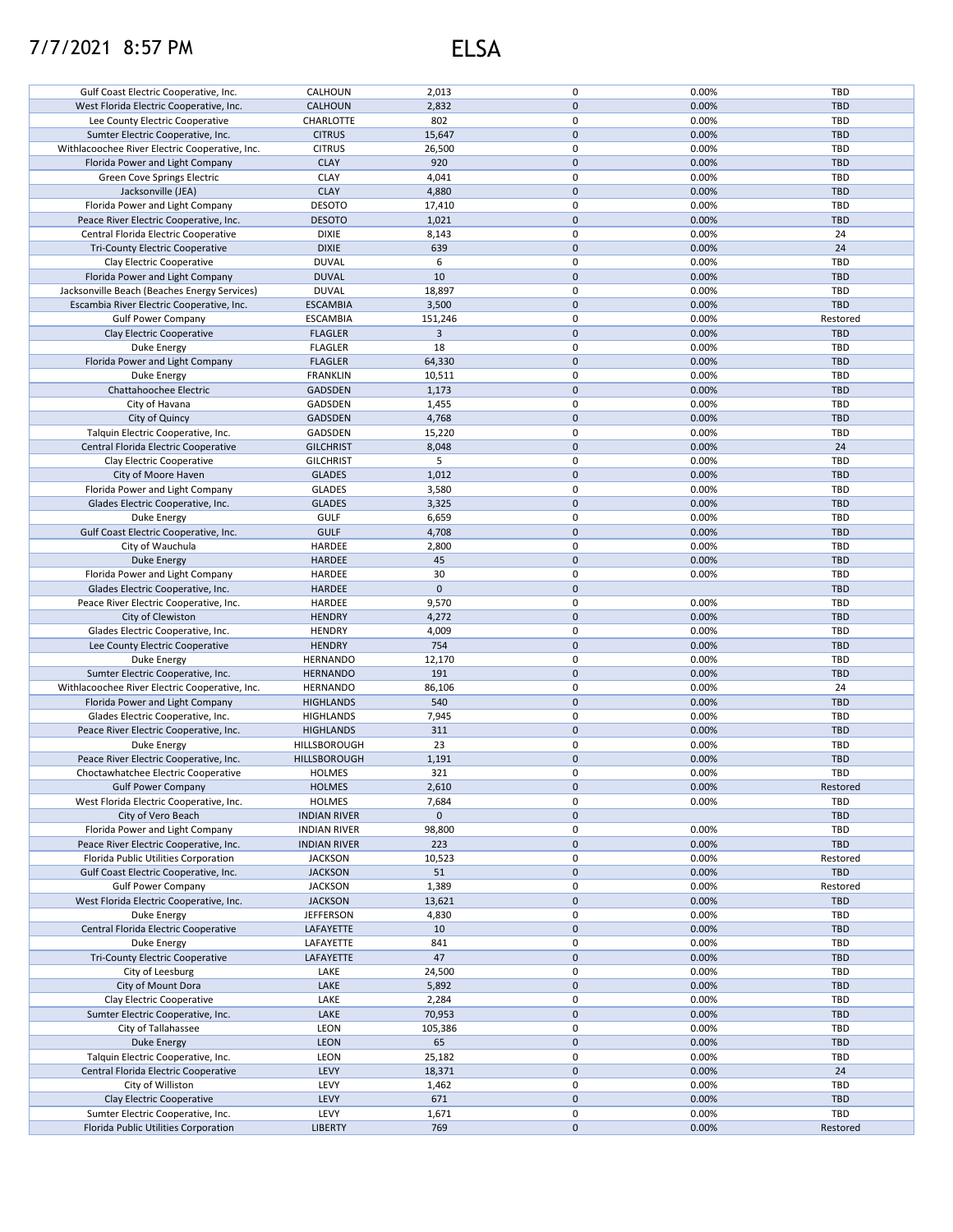# 7/7/2021 8:57 PM ELSA

| | | | | | |
|---|---|---|---|---|---|
| Gulf Coast Electric Cooperative, Inc. | CALHOUN | 2,013 | 0 | 0.00% | TBD |
| West Florida Electric Cooperative, Inc. | CALHOUN | 2,832 | 0 | 0.00% | TBD |
| Lee County Electric Cooperative | CHARLOTTE | 802 | 0 | 0.00% | TBD |
| Sumter Electric Cooperative, Inc. | CITRUS | 15,647 | 0 | 0.00% | TBD |
| Withlacoochee River Electric Cooperative, Inc. | CITRUS | 26,500 | 0 | 0.00% | TBD |
| Florida Power and Light Company | CLAY | 920 | 0 | 0.00% | TBD |
| Green Cove Springs Electric | CLAY | 4,041 | 0 | 0.00% | TBD |
| Jacksonville (JEA) | CLAY | 4,880 | 0 | 0.00% | TBD |
| Florida Power and Light Company | DESOTO | 17,410 | 0 | 0.00% | TBD |
| Peace River Electric Cooperative, Inc. | DESOTO | 1,021 | 0 | 0.00% | TBD |
| Central Florida Electric Cooperative | DIXIE | 8,143 | 0 | 0.00% | 24 |
| Tri-County Electric Cooperative | DIXIE | 639 | 0 | 0.00% | 24 |
| Clay Electric Cooperative | DUVAL | 6 | 0 | 0.00% | TBD |
| Florida Power and Light Company | DUVAL | 10 | 0 | 0.00% | TBD |
| Jacksonville Beach (Beaches Energy Services) | DUVAL | 18,897 | 0 | 0.00% | TBD |
| Escambia River Electric Cooperative, Inc. | ESCAMBIA | 3,500 | 0 | 0.00% | TBD |
| Gulf Power Company | ESCAMBIA | 151,246 | 0 | 0.00% | Restored |
| Clay Electric Cooperative | FLAGLER | 3 | 0 | 0.00% | TBD |
| Duke Energy | FLAGLER | 18 | 0 | 0.00% | TBD |
| Florida Power and Light Company | FLAGLER | 64,330 | 0 | 0.00% | TBD |
| Duke Energy | FRANKLIN | 10,511 | 0 | 0.00% | TBD |
| Chattahoochee Electric | GADSDEN | 1,173 | 0 | 0.00% | TBD |
| City of Havana | GADSDEN | 1,455 | 0 | 0.00% | TBD |
| City of Quincy | GADSDEN | 4,768 | 0 | 0.00% | TBD |
| Talquin Electric Cooperative, Inc. | GADSDEN | 15,220 | 0 | 0.00% | TBD |
| Central Florida Electric Cooperative | GILCHRIST | 8,048 | 0 | 0.00% | 24 |
| Clay Electric Cooperative | GILCHRIST | 5 | 0 | 0.00% | TBD |
| City of Moore Haven | GLADES | 1,012 | 0 | 0.00% | TBD |
| Florida Power and Light Company | GLADES | 3,580 | 0 | 0.00% | TBD |
| Glades Electric Cooperative, Inc. | GLADES | 3,325 | 0 | 0.00% | TBD |
| Duke Energy | GULF | 6,659 | 0 | 0.00% | TBD |
| Gulf Coast Electric Cooperative, Inc. | GULF | 4,708 | 0 | 0.00% | TBD |
| City of Wauchula | HARDEE | 2,800 | 0 | 0.00% | TBD |
| Duke Energy | HARDEE | 45 | 0 | 0.00% | TBD |
| Florida Power and Light Company | HARDEE | 30 | 0 | 0.00% | TBD |
| Glades Electric Cooperative, Inc. | HARDEE | 0 | 0 | | TBD |
| Peace River Electric Cooperative, Inc. | HARDEE | 9,570 | 0 | 0.00% | TBD |
| City of Clewiston | HENDRY | 4,272 | 0 | 0.00% | TBD |
| Glades Electric Cooperative, Inc. | HENDRY | 4,009 | 0 | 0.00% | TBD |
| Lee County Electric Cooperative | HENDRY | 754 | 0 | 0.00% | TBD |
| Duke Energy | HERNANDO | 12,170 | 0 | 0.00% | TBD |
| Sumter Electric Cooperative, Inc. | HERNANDO | 191 | 0 | 0.00% | TBD |
| Withlacoochee River Electric Cooperative, Inc. | HERNANDO | 86,106 | 0 | 0.00% | 24 |
| Florida Power and Light Company | HIGHLANDS | 540 | 0 | 0.00% | TBD |
| Glades Electric Cooperative, Inc. | HIGHLANDS | 7,945 | 0 | 0.00% | TBD |
| Peace River Electric Cooperative, Inc. | HIGHLANDS | 311 | 0 | 0.00% | TBD |
| Duke Energy | HILLSBOROUGH | 23 | 0 | 0.00% | TBD |
| Peace River Electric Cooperative, Inc. | HILLSBOROUGH | 1,191 | 0 | 0.00% | TBD |
| Choctawhatchee Electric Cooperative | HOLMES | 321 | 0 | 0.00% | TBD |
| Gulf Power Company | HOLMES | 2,610 | 0 | 0.00% | Restored |
| West Florida Electric Cooperative, Inc. | HOLMES | 7,684 | 0 | 0.00% | TBD |
| City of Vero Beach | INDIAN RIVER | 0 | 0 | | TBD |
| Florida Power and Light Company | INDIAN RIVER | 98,800 | 0 | 0.00% | TBD |
| Peace River Electric Cooperative, Inc. | INDIAN RIVER | 223 | 0 | 0.00% | TBD |
| Florida Public Utilities Corporation | JACKSON | 10,523 | 0 | 0.00% | Restored |
| Gulf Coast Electric Cooperative, Inc. | JACKSON | 51 | 0 | 0.00% | TBD |
| Gulf Power Company | JACKSON | 1,389 | 0 | 0.00% | Restored |
| West Florida Electric Cooperative, Inc. | JACKSON | 13,621 | 0 | 0.00% | TBD |
| Duke Energy | JEFFERSON | 4,830 | 0 | 0.00% | TBD |
| Central Florida Electric Cooperative | LAFAYETTE | 10 | 0 | 0.00% | TBD |
| Duke Energy | LAFAYETTE | 841 | 0 | 0.00% | TBD |
| Tri-County Electric Cooperative | LAFAYETTE | 47 | 0 | 0.00% | TBD |
| City of Leesburg | LAKE | 24,500 | 0 | 0.00% | TBD |
| City of Mount Dora | LAKE | 5,892 | 0 | 0.00% | TBD |
| Clay Electric Cooperative | LAKE | 2,284 | 0 | 0.00% | TBD |
| Sumter Electric Cooperative, Inc. | LAKE | 70,953 | 0 | 0.00% | TBD |
| City of Tallahassee | LEON | 105,386 | 0 | 0.00% | TBD |
| Duke Energy | LEON | 65 | 0 | 0.00% | TBD |
| Talquin Electric Cooperative, Inc. | LEON | 25,182 | 0 | 0.00% | TBD |
| Central Florida Electric Cooperative | LEVY | 18,371 | 0 | 0.00% | 24 |
| City of Williston | LEVY | 1,462 | 0 | 0.00% | TBD |
| Clay Electric Cooperative | LEVY | 671 | 0 | 0.00% | TBD |
| Sumter Electric Cooperative, Inc. | LEVY | 1,671 | 0 | 0.00% | TBD |
| Florida Public Utilities Corporation | LIBERTY | 769 | 0 | 0.00% | Restored |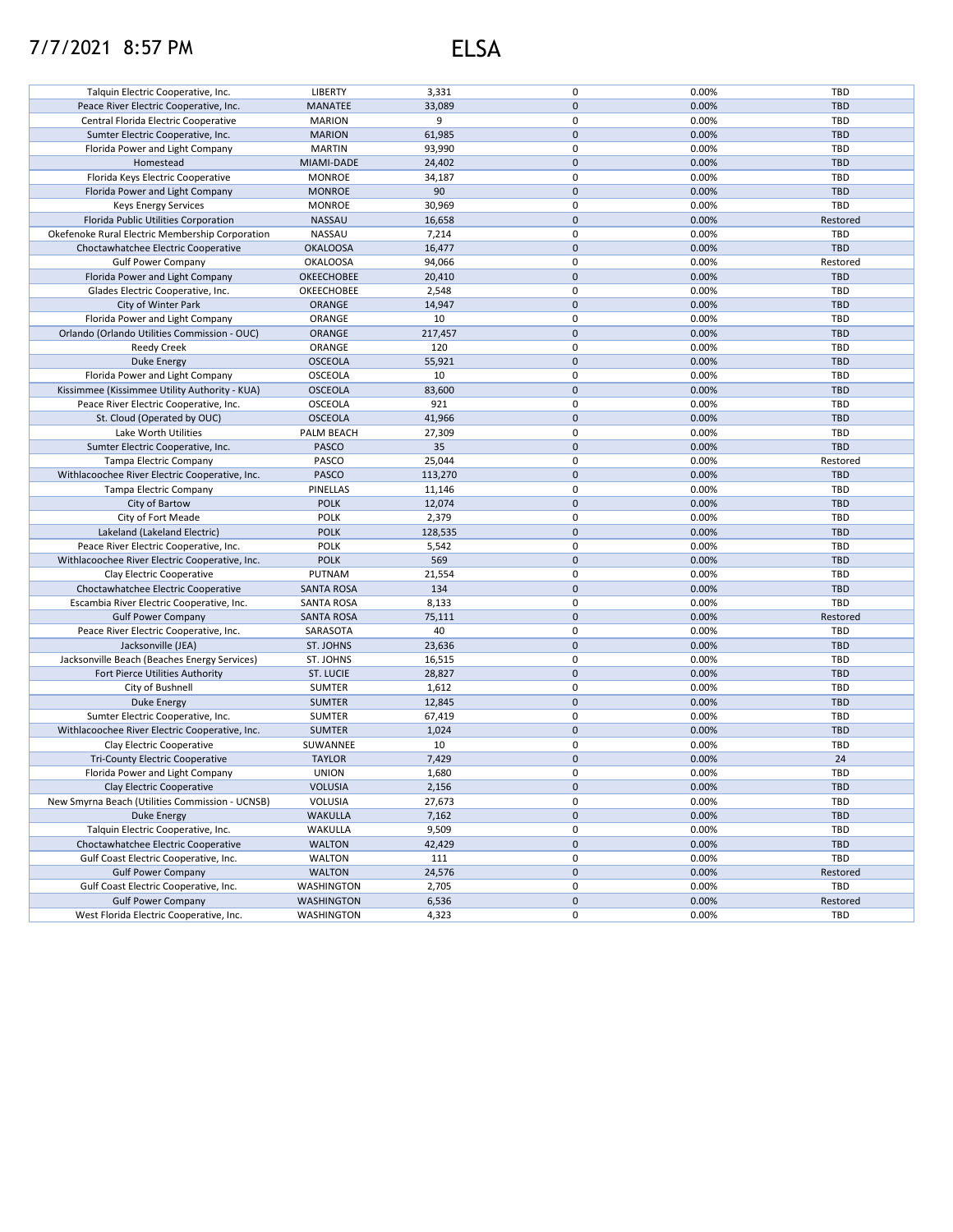# 7/7/2021 8:57 PM ELSA

| | | | | | |
|---|---|---|---|---|---|
| Talquin Electric Cooperative, Inc. | LIBERTY | 3,331 | 0 | 0.00% | TBD |
| Peace River Electric Cooperative, Inc. | MANATEE | 33,089 | 0 | 0.00% | TBD |
| Central Florida Electric Cooperative | MARION | 9 | 0 | 0.00% | TBD |
| Sumter Electric Cooperative, Inc. | MARION | 61,985 | 0 | 0.00% | TBD |
| Florida Power and Light Company | MARTIN | 93,990 | 0 | 0.00% | TBD |
| Homestead | MIAMI-DADE | 24,402 | 0 | 0.00% | TBD |
| Florida Keys Electric Cooperative | MONROE | 34,187 | 0 | 0.00% | TBD |
| Florida Power and Light Company | MONROE | 90 | 0 | 0.00% | TBD |
| Keys Energy Services | MONROE | 30,969 | 0 | 0.00% | TBD |
| Florida Public Utilities Corporation | NASSAU | 16,658 | 0 | 0.00% | Restored |
| Okefenoke Rural Electric Membership Corporation | NASSAU | 7,214 | 0 | 0.00% | TBD |
| Choctawhatchee Electric Cooperative | OKALOOSA | 16,477 | 0 | 0.00% | TBD |
| Gulf Power Company | OKALOOSA | 94,066 | 0 | 0.00% | Restored |
| Florida Power and Light Company | OKEECHOBEE | 20,410 | 0 | 0.00% | TBD |
| Glades Electric Cooperative, Inc. | OKEECHOBEE | 2,548 | 0 | 0.00% | TBD |
| City of Winter Park | ORANGE | 14,947 | 0 | 0.00% | TBD |
| Florida Power and Light Company | ORANGE | 10 | 0 | 0.00% | TBD |
| Orlando (Orlando Utilities Commission - OUC) | ORANGE | 217,457 | 0 | 0.00% | TBD |
| Reedy Creek | ORANGE | 120 | 0 | 0.00% | TBD |
| Duke Energy | OSCEOLA | 55,921 | 0 | 0.00% | TBD |
| Florida Power and Light Company | OSCEOLA | 10 | 0 | 0.00% | TBD |
| Kissimmee (Kissimmee Utility Authority - KUA) | OSCEOLA | 83,600 | 0 | 0.00% | TBD |
| Peace River Electric Cooperative, Inc. | OSCEOLA | 921 | 0 | 0.00% | TBD |
| St. Cloud (Operated by OUC) | OSCEOLA | 41,966 | 0 | 0.00% | TBD |
| Lake Worth Utilities | PALM BEACH | 27,309 | 0 | 0.00% | TBD |
| Sumter Electric Cooperative, Inc. | PASCO | 35 | 0 | 0.00% | TBD |
| Tampa Electric Company | PASCO | 25,044 | 0 | 0.00% | Restored |
| Withlacoochee River Electric Cooperative, Inc. | PASCO | 113,270 | 0 | 0.00% | TBD |
| Tampa Electric Company | PINELLAS | 11,146 | 0 | 0.00% | TBD |
| City of Bartow | POLK | 12,074 | 0 | 0.00% | TBD |
| City of Fort Meade | POLK | 2,379 | 0 | 0.00% | TBD |
| Lakeland (Lakeland Electric) | POLK | 128,535 | 0 | 0.00% | TBD |
| Peace River Electric Cooperative, Inc. | POLK | 5,542 | 0 | 0.00% | TBD |
| Withlacoochee River Electric Cooperative, Inc. | POLK | 569 | 0 | 0.00% | TBD |
| Clay Electric Cooperative | PUTNAM | 21,554 | 0 | 0.00% | TBD |
| Choctawhatchee Electric Cooperative | SANTA ROSA | 134 | 0 | 0.00% | TBD |
| Escambia River Electric Cooperative, Inc. | SANTA ROSA | 8,133 | 0 | 0.00% | TBD |
| Gulf Power Company | SANTA ROSA | 75,111 | 0 | 0.00% | Restored |
| Peace River Electric Cooperative, Inc. | SARASOTA | 40 | 0 | 0.00% | TBD |
| Jacksonville (JEA) | ST. JOHNS | 23,636 | 0 | 0.00% | TBD |
| Jacksonville Beach (Beaches Energy Services) | ST. JOHNS | 16,515 | 0 | 0.00% | TBD |
| Fort Pierce Utilities Authority | ST. LUCIE | 28,827 | 0 | 0.00% | TBD |
| City of Bushnell | SUMTER | 1,612 | 0 | 0.00% | TBD |
| Duke Energy | SUMTER | 12,845 | 0 | 0.00% | TBD |
| Sumter Electric Cooperative, Inc. | SUMTER | 67,419 | 0 | 0.00% | TBD |
| Withlacoochee River Electric Cooperative, Inc. | SUMTER | 1,024 | 0 | 0.00% | TBD |
| Clay Electric Cooperative | SUWANNEE | 10 | 0 | 0.00% | TBD |
| Tri-County Electric Cooperative | TAYLOR | 7,429 | 0 | 0.00% | 24 |
| Florida Power and Light Company | UNION | 1,680 | 0 | 0.00% | TBD |
| Clay Electric Cooperative | VOLUSIA | 2,156 | 0 | 0.00% | TBD |
| New Smyrna Beach (Utilities Commission - UCNSB) | VOLUSIA | 27,673 | 0 | 0.00% | TBD |
| Duke Energy | WAKULLA | 7,162 | 0 | 0.00% | TBD |
| Talquin Electric Cooperative, Inc. | WAKULLA | 9,509 | 0 | 0.00% | TBD |
| Choctawhatchee Electric Cooperative | WALTON | 42,429 | 0 | 0.00% | TBD |
| Gulf Coast Electric Cooperative, Inc. | WALTON | 111 | 0 | 0.00% | TBD |
| Gulf Power Company | WALTON | 24,576 | 0 | 0.00% | Restored |
| Gulf Coast Electric Cooperative, Inc. | WASHINGTON | 2,705 | 0 | 0.00% | TBD |
| Gulf Power Company | WASHINGTON | 6,536 | 0 | 0.00% | Restored |
| West Florida Electric Cooperative, Inc. | WASHINGTON | 4,323 | 0 | 0.00% | TBD |